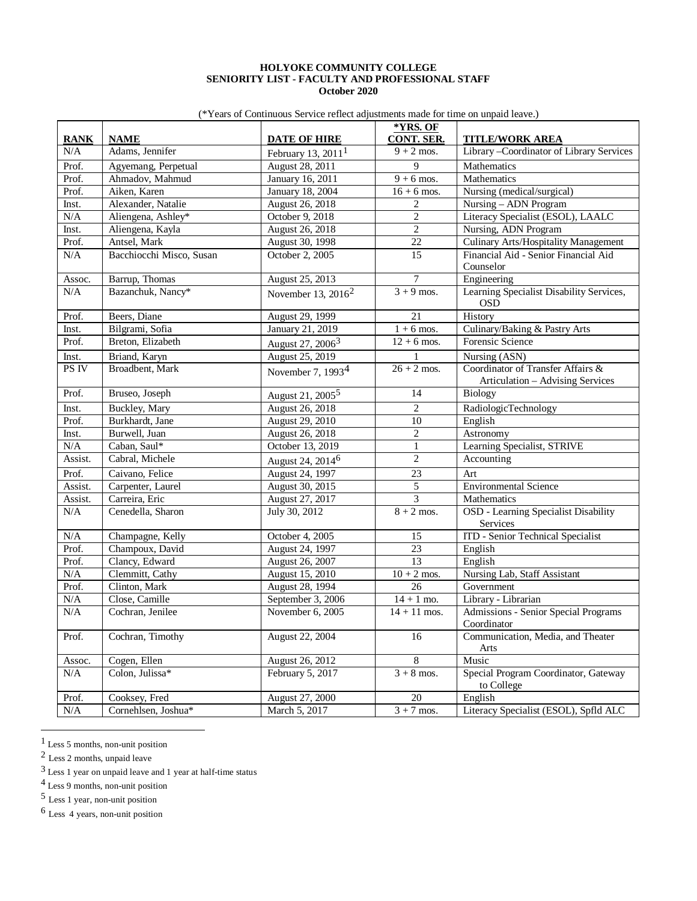**HOLYOKE COMMUNITY COLLEGE**
**SENIORITY LIST - FACULTY AND PROFESSIONAL STAFF**
**October 2020**

(*Years of Continuous Service reflect adjustments made for time on unpaid leave.)

| RANK | NAME | DATE OF HIRE | *YRS. OF CONT. SER. | TITLE/WORK AREA |
|---|---|---|---|---|
| N/A | Adams, Jennifer | February 13, 2011[1] | 9 + 2 mos. | Library –Coordinator of Library Services |
| Prof. | Agyemang, Perpetual | August 28, 2011 | 9 | Mathematics |
| Prof. | Ahmadov, Mahmud | January 16, 2011 | 9 + 6 mos. | Mathematics |
| Prof. | Aiken, Karen | January 18, 2004 | 16 + 6 mos. | Nursing (medical/surgical) |
| Inst. | Alexander, Natalie | August 26, 2018 | 2 | Nursing – ADN Program |
| N/A | Aliengena, Ashley* | October 9, 2018 | 2 | Literacy Specialist (ESOL), LAALC |
| Inst. | Aliengena, Kayla | August 26, 2018 | 2 | Nursing, ADN Program |
| Prof. | Antsel, Mark | August 30, 1998 | 22 | Culinary Arts/Hospitality Management |
| N/A | Bacchiocchi Misco, Susan | October 2, 2005 | 15 | Financial Aid - Senior Financial Aid Counselor |
| Assoc. | Barrup, Thomas | August 25, 2013 | 7 | Engineering |
| N/A | Bazanchuk, Nancy* | November 13, 2016[2] | 3 + 9 mos. | Learning Specialist Disability Services, OSD |
| Prof. | Beers, Diane | August 29, 1999 | 21 | History |
| Inst. | Bilgrami, Sofia | January 21, 2019 | 1 + 6 mos. | Culinary/Baking & Pastry Arts |
| Prof. | Breton, Elizabeth | August 27, 2006[3] | 12 + 6 mos. | Forensic Science |
| Inst. | Briand, Karyn | August 25, 2019 | 1 | Nursing (ASN) |
| PS IV | Broadbent, Mark | November 7, 1993[4] | 26 + 2 mos. | Coordinator of Transfer Affairs & Articulation – Advising Services |
| Prof. | Bruseo, Joseph | August 21, 2005[5] | 14 | Biology |
| Inst. | Buckley, Mary | August 26, 2018 | 2 | RadiologicTechnology |
| Prof. | Burkhardt, Jane | August 29, 2010 | 10 | English |
| Inst. | Burwell, Juan | August 26, 2018 | 2 | Astronomy |
| N/A | Caban, Saul* | October 13, 2019 | 1 | Learning Specialist, STRIVE |
| Assist. | Cabral, Michele | August 24, 2014[6] | 2 | Accounting |
| Prof. | Caivano, Felice | August 24, 1997 | 23 | Art |
| Assist. | Carpenter, Laurel | August 30, 2015 | 5 | Environmental Science |
| Assist. | Carreira, Eric | August 27, 2017 | 3 | Mathematics |
| N/A | Cenedella, Sharon | July 30, 2012 | 8 + 2 mos. | OSD - Learning Specialist Disability Services |
| N/A | Champagne, Kelly | October 4, 2005 | 15 | ITD - Senior Technical Specialist |
| Prof. | Champoux, David | August 24, 1997 | 23 | English |
| Prof. | Clancy, Edward | August 26, 2007 | 13 | English |
| N/A | Clemmitt, Cathy | August 15, 2010 | 10 + 2 mos. | Nursing Lab, Staff Assistant |
| Prof. | Clinton, Mark | August 28, 1994 | 26 | Government |
| N/A | Close, Camille | September 3, 2006 | 14 + 1 mo. | Library - Librarian |
| N/A | Cochran, Jenilee | November 6, 2005 | 14 + 11 mos. | Admissions - Senior Special Programs Coordinator |
| Prof. | Cochran, Timothy | August 22, 2004 | 16 | Communication, Media, and Theater Arts |
| Assoc. | Cogen, Ellen | August 26, 2012 | 8 | Music |
| N/A | Colon, Julissa* | February 5, 2017 | 3 + 8 mos. | Special Program Coordinator, Gateway to College |
| Prof. | Cooksey, Fred | August 27, 2000 | 20 | English |
| N/A | Cornehlsen, Joshua* | March 5, 2017 | 3 + 7 mos. | Literacy Specialist (ESOL), Spfld ALC |

[1] Less 5 months, non-unit position

[2] Less 2 months, unpaid leave

[3] Less 1 year on unpaid leave and 1 year at half-time status

[4] Less 9 months, non-unit position

[5] Less 1 year, non-unit position

[6] Less 4 years, non-unit position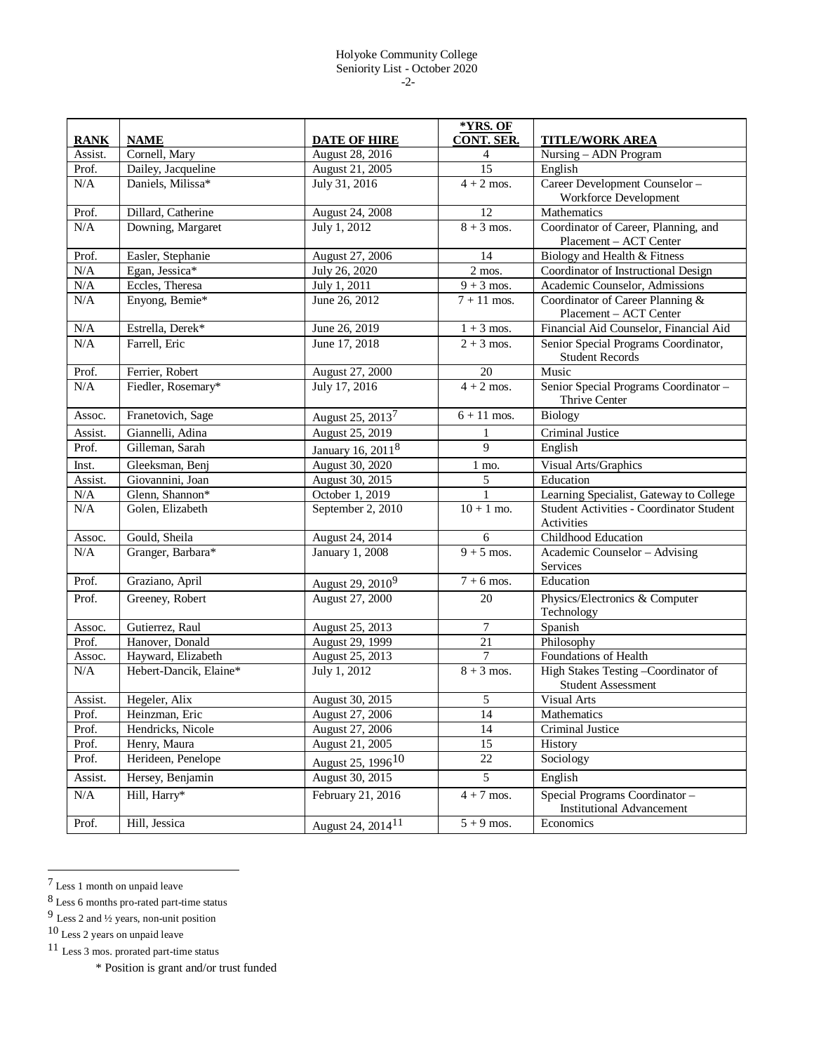Holyoke Community College
Seniority List - October 2020

| RANK | NAME | DATE OF HIRE | *YRS. OF CONT. SER. | TITLE/WORK AREA |
|---|---|---|---|---|
| Assist. | Cornell, Mary | August 28, 2016 | 4 | Nursing – ADN Program |
| Prof. | Dailey, Jacqueline | August 21, 2005 | 15 | English |
| N/A | Daniels, Milissa* | July 31, 2016 | 4 + 2 mos. | Career Development Counselor – Workforce Development |
| Prof. | Dillard, Catherine | August 24, 2008 | 12 | Mathematics |
| N/A | Downing, Margaret | July 1, 2012 | 8 + 3 mos. | Coordinator of Career, Planning, and Placement – ACT Center |
| Prof. | Easler, Stephanie | August 27, 2006 | 14 | Biology and Health & Fitness |
| N/A | Egan, Jessica* | July 26, 2020 | 2 mos. | Coordinator of Instructional Design |
| N/A | Eccles, Theresa | July 1, 2011 | 9 + 3 mos. | Academic Counselor, Admissions |
| N/A | Enyong, Bemie* | June 26, 2012 | 7 + 11 mos. | Coordinator of Career Planning & Placement – ACT Center |
| N/A | Estrella, Derek* | June 26, 2019 | 1 + 3 mos. | Financial Aid Counselor, Financial Aid |
| N/A | Farrell, Eric | June 17, 2018 | 2 + 3 mos. | Senior Special Programs Coordinator, Student Records |
| Prof. | Ferrier, Robert | August 27, 2000 | 20 | Music |
| N/A | Fiedler, Rosemary* | July 17, 2016 | 4 + 2 mos. | Senior Special Programs Coordinator – Thrive Center |
| Assoc. | Franetovich, Sage | August 25, 2013[7] | 6 + 11 mos. | Biology |
| Assist. | Giannelli, Adina | August 25, 2019 | 1 | Criminal Justice |
| Prof. | Gilleman, Sarah | January 16, 2011[8] | 9 | English |
| Inst. | Gleeksman, Benj | August 30, 2020 | 1 mo. | Visual Arts/Graphics |
| Assist. | Giovannini, Joan | August 30, 2015 | 5 | Education |
| N/A | Glenn, Shannon* | October 1, 2019 | 1 | Learning Specialist, Gateway to College |
| N/A | Golen, Elizabeth | September 2, 2010 | 10 + 1 mo. | Student Activities - Coordinator Student Activities |
| Assoc. | Gould, Sheila | August 24, 2014 | 6 | Childhood Education |
| N/A | Granger, Barbara* | January 1, 2008 | 9 + 5 mos. | Academic Counselor – Advising Services |
| Prof. | Graziano, April | August 29, 2010[9] | 7 + 6 mos. | Education |
| Prof. | Greeney, Robert | August 27, 2000 | 20 | Physics/Electronics & Computer Technology |
| Assoc. | Gutierrez, Raul | August 25, 2013 | 7 | Spanish |
| Prof. | Hanover, Donald | August 29, 1999 | 21 | Philosophy |
| Assoc. | Hayward, Elizabeth | August 25, 2013 | 7 | Foundations of Health |
| N/A | Hebert-Dancik, Elaine* | July 1, 2012 | 8 + 3 mos. | High Stakes Testing –Coordinator of Student Assessment |
| Assist. | Hegeler, Alix | August 30, 2015 | 5 | Visual Arts |
| Prof. | Heinzman, Eric | August 27, 2006 | 14 | Mathematics |
| Prof. | Hendricks, Nicole | August 27, 2006 | 14 | Criminal Justice |
| Prof. | Henry, Maura | August 21, 2005 | 15 | History |
| Prof. | Herideen, Penelope | August 25, 1996[10] | 22 | Sociology |
| Assist. | Hersey, Benjamin | August 30, 2015 | 5 | English |
| N/A | Hill, Harry* | February 21, 2016 | 4 + 7 mos. | Special Programs Coordinator – Institutional Advancement |
| Prof. | Hill, Jessica | August 24, 2014[11] | 5 + 9 mos. | Economics |

[7] Less 1 month on unpaid leave

[8] Less 6 months pro-rated part-time status

[9] Less 2 and ½ years, non-unit position

[10] Less 2 years on unpaid leave

[11] Less 3 mos. prorated part-time status

\* Position is grant and/or trust funded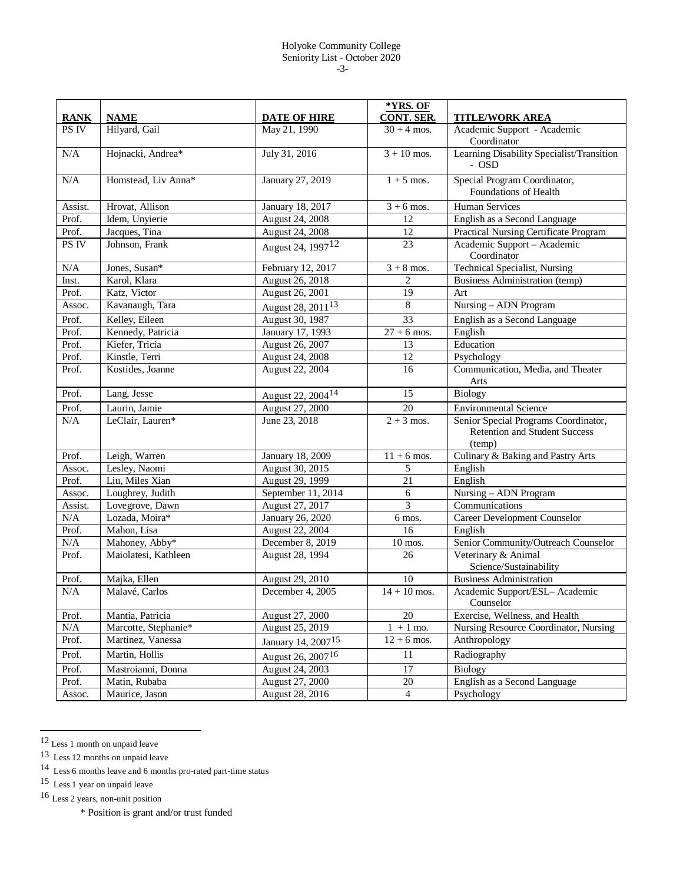Holyoke Community College
Seniority List - October 2020

| RANK | NAME | DATE OF HIRE | *YRS. OF CONT. SER. | TITLE/WORK AREA |
|---|---|---|---|---|
| PS IV | Hilyard, Gail | May 21, 1990 | 30 + 4 mos. | Academic Support - Academic Coordinator |
| N/A | Hojnacki, Andrea* | July 31, 2016 | 3 + 10 mos. | Learning Disability Specialist/Transition - OSD |
| N/A | Homstead, Liv Anna* | January 27, 2019 | 1 + 5 mos. | Special Program Coordinator, Foundations of Health |
| Assist. | Hrovat, Allison | January 18, 2017 | 3 + 6 mos. | Human Services |
| Prof. | Idem, Unyierie | August 24, 2008 | 12 | English as a Second Language |
| Prof. | Jacques, Tina | August 24, 2008 | 12 | Practical Nursing Certificate Program |
| PS IV | Johnson, Frank | August 24, 1997[12] | 23 | Academic Support – Academic Coordinator |
| N/A | Jones, Susan* | February 12, 2017 | 3 + 8 mos. | Technical Specialist, Nursing |
| Inst. | Karol, Klara | August 26, 2018 | 2 | Business Administration (temp) |
| Prof. | Katz, Victor | August 26, 2001 | 19 | Art |
| Assoc. | Kavanaugh, Tara | August 28, 2011[13] | 8 | Nursing – ADN Program |
| Prof. | Kelley, Eileen | August 30, 1987 | 33 | English as a Second Language |
| Prof. | Kennedy, Patricia | January 17, 1993 | 27 + 6 mos. | English |
| Prof. | Kiefer, Tricia | August 26, 2007 | 13 | Education |
| Prof. | Kinstle, Terri | August 24, 2008 | 12 | Psychology |
| Prof. | Kostides, Joanne | August 22, 2004 | 16 | Communication, Media, and Theater Arts |
| Prof. | Lang, Jesse | August 22, 2004[14] | 15 | Biology |
| Prof. | Laurin, Jamie | August 27, 2000 | 20 | Environmental Science |
| N/A | LeClair, Lauren* | June 23, 2018 | 2 + 3 mos. | Senior Special Programs Coordinator, Retention and Student Success (temp) |
| Prof. | Leigh, Warren | January 18, 2009 | 11 + 6 mos. | Culinary & Baking and Pastry Arts |
| Assoc. | Lesley, Naomi | August 30, 2015 | 5 | English |
| Prof. | Liu, Miles Xian | August 29, 1999 | 21 | English |
| Assoc. | Loughrey, Judith | September 11, 2014 | 6 | Nursing – ADN Program |
| Assist. | Lovegrove, Dawn | August 27, 2017 | 3 | Communications |
| N/A | Lozada, Moira* | January 26, 2020 | 6 mos. | Career Development Counselor |
| Prof. | Mahon, Lisa | August 22, 2004 | 16 | English |
| N/A | Mahoney, Abby* | December 8, 2019 | 10 mos. | Senior Community/Outreach Counselor |
| Prof. | Maiolatesi, Kathleen | August 28, 1994 | 26 | Veterinary & Animal Science/Sustainability |
| Prof. | Majka, Ellen | August 29, 2010 | 10 | Business Administration |
| N/A | Malavé, Carlos | December 4, 2005 | 14 + 10 mos. | Academic Support/ESL– Academic Counselor |
| Prof. | Mantia, Patricia | August 27, 2000 | 20 | Exercise, Wellness, and Health |
| N/A | Marcotte, Stephanie* | August 25, 2019 | 1 + 1 mo. | Nursing Resource Coordinator, Nursing |
| Prof. | Martinez, Vanessa | January 14, 2007[15] | 12 + 6 mos. | Anthropology |
| Prof. | Martin, Hollis | August 26, 2007[16] | 11 | Radiography |
| Prof. | Mastroianni, Donna | August 24, 2003 | 17 | Biology |
| Prof. | Matin, Rubaba | August 27, 2000 | 20 | English as a Second Language |
| Assoc. | Maurice, Jason | August 28, 2016 | 4 | Psychology |

[12] Less 1 month on unpaid leave

[13] Less 12 months on unpaid leave

[14] Less 6 months leave and 6 months pro-rated part-time status

[15] Less 1 year on unpaid leave

[16] Less 2 years, non-unit position

\* Position is grant and/or trust funded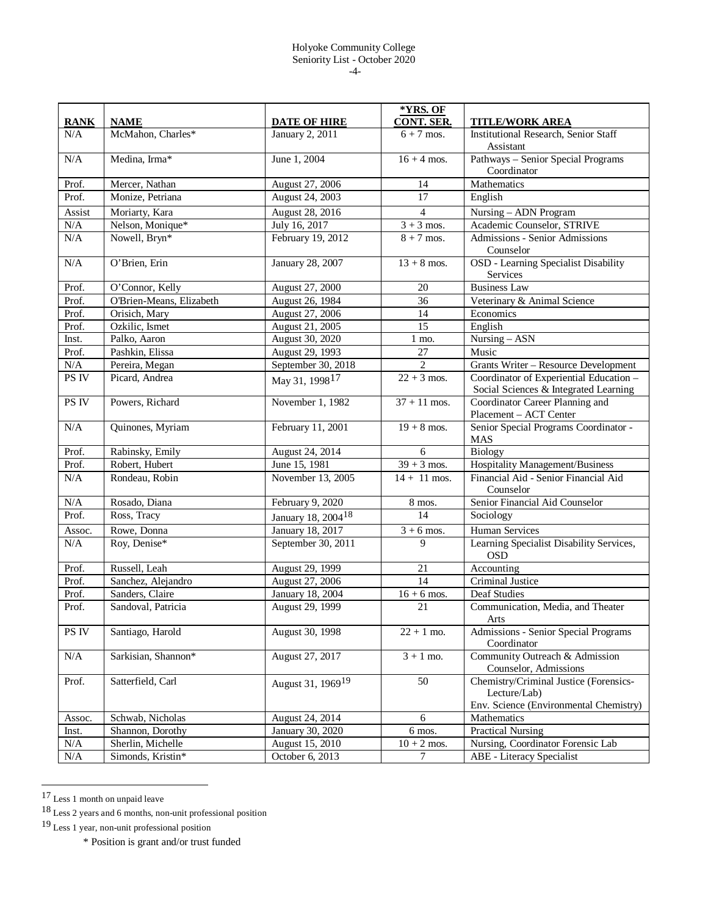| RANK | NAME | DATE OF HIRE | *YRS. OF CONT. SER. | TITLE/WORK AREA |
|---|---|---|---|---|
| N/A | McMahon, Charles* | January 2, 2011 | 6 + 7 mos. | Institutional Research, Senior Staff Assistant |
| N/A | Medina, Irma* | June 1, 2004 | 16 + 4 mos. | Pathways – Senior Special Programs Coordinator |
| Prof. | Mercer, Nathan | August 27, 2006 | 14 | Mathematics |
| Prof. | Monize, Petriana | August 24, 2003 | 17 | English |
| Assist | Moriarty, Kara | August 28, 2016 | 4 | Nursing – ADN Program |
| N/A | Nelson, Monique* | July 16, 2017 | 3 + 3 mos. | Academic Counselor, STRIVE |
| N/A | Nowell, Bryn* | February 19, 2012 | 8 + 7 mos. | Admissions - Senior Admissions Counselor |
| N/A | O'Brien, Erin | January 28, 2007 | 13 + 8 mos. | OSD - Learning Specialist Disability Services |
| Prof. | O'Connor, Kelly | August 27, 2000 | 20 | Business Law |
| Prof. | O'Brien-Means, Elizabeth | August 26, 1984 | 36 | Veterinary & Animal Science |
| Prof. | Orisich, Mary | August 27, 2006 | 14 | Economics |
| Prof. | Ozkilic, Ismet | August 21, 2005 | 15 | English |
| Inst. | Palko, Aaron | August 30, 2020 | 1 mo. | Nursing – ASN |
| Prof. | Pashkin, Elissa | August 29, 1993 | 27 | Music |
| N/A | Pereira, Megan | September 30, 2018 | 2 | Grants Writer – Resource Development |
| PS IV | Picard, Andrea | May 31, 1998[17] | 22 + 3 mos. | Coordinator of Experiential Education – Social Sciences & Integrated Learning |
| PS IV | Powers, Richard | November 1, 1982 | 37 + 11 mos. | Coordinator Career Planning and Placement – ACT Center |
| N/A | Quinones, Myriam | February 11, 2001 | 19 + 8 mos. | Senior Special Programs Coordinator - MAS |
| Prof. | Rabinsky, Emily | August 24, 2014 | 6 | Biology |
| Prof. | Robert, Hubert | June 15, 1981 | 39 + 3 mos. | Hospitality Management/Business |
| N/A | Rondeau, Robin | November 13, 2005 | 14 + 11 mos. | Financial Aid - Senior Financial Aid Counselor |
| N/A | Rosado, Diana | February 9, 2020 | 8 mos. | Senior Financial Aid Counselor |
| Prof. | Ross, Tracy | January 18, 2004[18] | 14 | Sociology |
| Assoc. | Rowe, Donna | January 18, 2017 | 3 + 6 mos. | Human Services |
| N/A | Roy, Denise* | September 30, 2011 | 9 | Learning Specialist Disability Services, OSD |
| Prof. | Russell, Leah | August 29, 1999 | 21 | Accounting |
| Prof. | Sanchez, Alejandro | August 27, 2006 | 14 | Criminal Justice |
| Prof. | Sanders, Claire | January 18, 2004 | 16 + 6 mos. | Deaf Studies |
| Prof. | Sandoval, Patricia | August 29, 1999 | 21 | Communication, Media, and Theater Arts |
| PS IV | Santiago, Harold | August 30, 1998 | 22 + 1 mo. | Admissions - Senior Special Programs Coordinator |
| N/A | Sarkisian, Shannon* | August 27, 2017 | 3 + 1 mo. | Community Outreach & Admission Counselor, Admissions |
| Prof. | Satterfield, Carl | August 31, 1969[19] | 50 | Chemistry/Criminal Justice (Forensics-Lecture/Lab) Env. Science (Environmental Chemistry) |
| Assoc. | Schwab, Nicholas | August 24, 2014 | 6 | Mathematics |
| Inst. | Shannon, Dorothy | January 30, 2020 | 6 mos. | Practical Nursing |
| N/A | Sherlin, Michelle | August 15, 2010 | 10 + 2 mos. | Nursing, Coordinator Forensic Lab |
| N/A | Simonds, Kristin* | October 6, 2013 | 7 | ABE - Literacy Specialist |

[17] Less 1 month on unpaid leave

[18] Less 2 years and 6 months, non-unit professional position

[19] Less 1 year, non-unit professional position

\* Position is grant and/or trust funded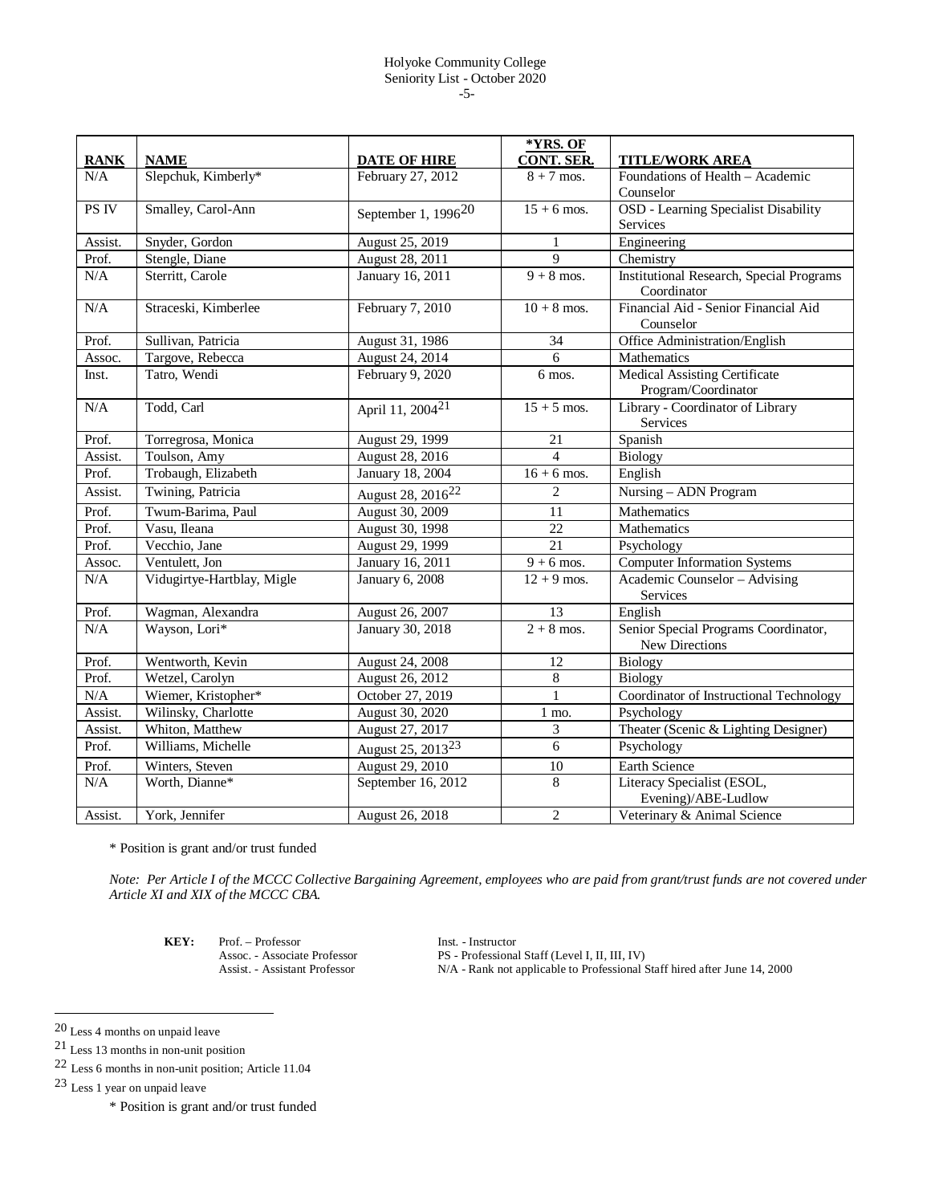| RANK | NAME | DATE OF HIRE | *YRS. OF CONT. SER. | TITLE/WORK AREA |
|---|---|---|---|---|
| N/A | Slepchuk, Kimberly* | February 27, 2012 | 8 + 7 mos. | Foundations of Health – Academic Counselor |
| PS IV | Smalley, Carol-Ann | September 1, 1996[20] | 15 + 6 mos. | OSD - Learning Specialist Disability Services |
| Assist. | Snyder, Gordon | August 25, 2019 | 1 | Engineering |
| Prof. | Stengle, Diane | August 28, 2011 | 9 | Chemistry |
| N/A | Sterritt, Carole | January 16, 2011 | 9 + 8 mos. | Institutional Research, Special Programs Coordinator |
| N/A | Straceski, Kimberlee | February 7, 2010 | 10 + 8 mos. | Financial Aid - Senior Financial Aid Counselor |
| Prof. | Sullivan, Patricia | August 31, 1986 | 34 | Office Administration/English |
| Assoc. | Targove, Rebecca | August 24, 2014 | 6 | Mathematics |
| Inst. | Tatro, Wendi | February 9, 2020 | 6 mos. | Medical Assisting Certificate Program/Coordinator |
| N/A | Todd, Carl | April 11, 2004[21] | 15 + 5 mos. | Library - Coordinator of Library Services |
| Prof. | Torregrosa, Monica | August 29, 1999 | 21 | Spanish |
| Assist. | Toulson, Amy | August 28, 2016 | 4 | Biology |
| Prof. | Trobaugh, Elizabeth | January 18, 2004 | 16 + 6 mos. | English |
| Assist. | Twining, Patricia | August 28, 2016[22] | 2 | Nursing – ADN Program |
| Prof. | Twum-Barima, Paul | August 30, 2009 | 11 | Mathematics |
| Prof. | Vasu, Ileana | August 30, 1998 | 22 | Mathematics |
| Prof. | Vecchio, Jane | August 29, 1999 | 21 | Psychology |
| Assoc. | Ventulett, Jon | January 16, 2011 | 9 + 6 mos. | Computer Information Systems |
| N/A | Vidugirtye-Hartblay, Migle | January 6, 2008 | 12 + 9 mos. | Academic Counselor – Advising Services |
| Prof. | Wagman, Alexandra | August 26, 2007 | 13 | English |
| N/A | Wayson, Lori* | January 30, 2018 | 2 + 8 mos. | Senior Special Programs Coordinator, New Directions |
| Prof. | Wentworth, Kevin | August 24, 2008 | 12 | Biology |
| Prof. | Wetzel, Carolyn | August 26, 2012 | 8 | Biology |
| N/A | Wiemer, Kristopher* | October 27, 2019 | 1 | Coordinator of Instructional Technology |
| Assist. | Wilinsky, Charlotte | August 30, 2020 | 1 mo. | Psychology |
| Assist. | Whiton, Matthew | August 27, 2017 | 3 | Theater (Scenic & Lighting Designer) |
| Prof. | Williams, Michelle | August 25, 2013[23] | 6 | Psychology |
| Prof. | Winters, Steven | August 29, 2010 | 10 | Earth Science |
| N/A | Worth, Dianne* | September 16, 2012 | 8 | Literacy Specialist (ESOL, Evening)/ABE-Ludlow |
| Assist. | York, Jennifer | August 26, 2018 | 2 | Veterinary & Animal Science |

\* Position is grant and/or trust funded

*Note: Per Article I of the MCCC Collective Bargaining Agreement, employees who are paid from grant/trust funds are not covered under Article XI and XIX of the MCCC CBA.*

**KEY:**
- Prof. – Professor
- Assoc. - Associate Professor
- Assist. - Assistant Professor
- Inst. - Instructor
- PS - Professional Staff (Level I, II, III, IV)
- N/A - Rank not applicable to Professional Staff hired after June 14, 2000

[20] Less 4 months on unpaid leave

[21] Less 13 months in non-unit position

[22] Less 6 months in non-unit position; Article 11.04

[23] Less 1 year on unpaid leave

\* Position is grant and/or trust funded